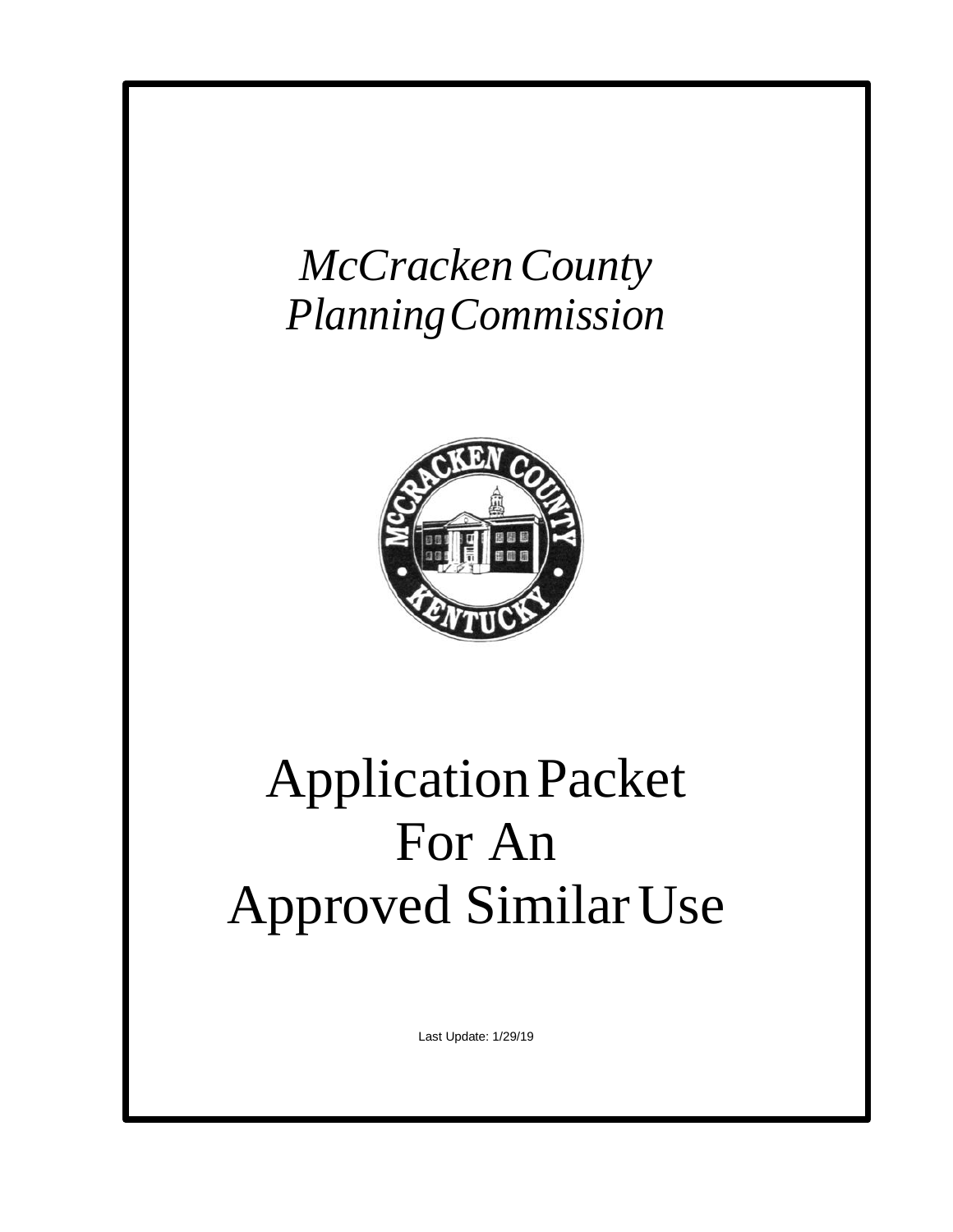*McCracken County*
*Planning Commission*

# Application Packet For An Approved Similar Use

Last Update: 1/29/19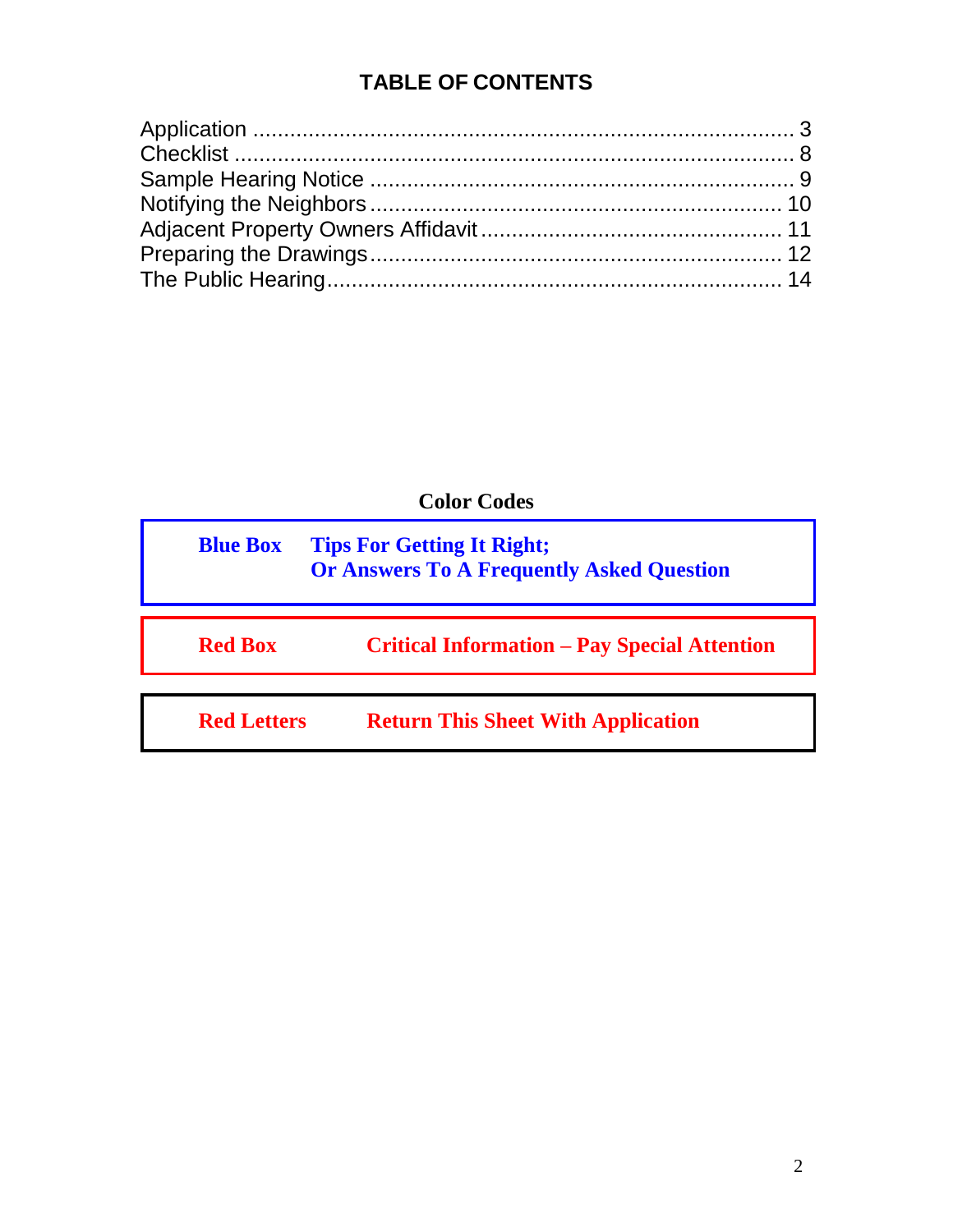# TABLE OF CONTENTS

| | |
|---|---|
| Application | 3 |
| Checklist | 8 |
| Sample Hearing Notice | 9 |
| Notifying the Neighbors | 10 |
| Adjacent Property Owners Affidavit | 11 |
| Preparing the Drawings | 12 |
| The Public Hearing | 14 |

## Color Codes

| | |
|---|---|
| **Blue Box** | **Tips For Getting It Right; Or Answers To A Frequently Asked Question** |
| **Red Box** | **Critical Information – Pay Special Attention** |
| **Red Letters** | **Return This Sheet With Application** |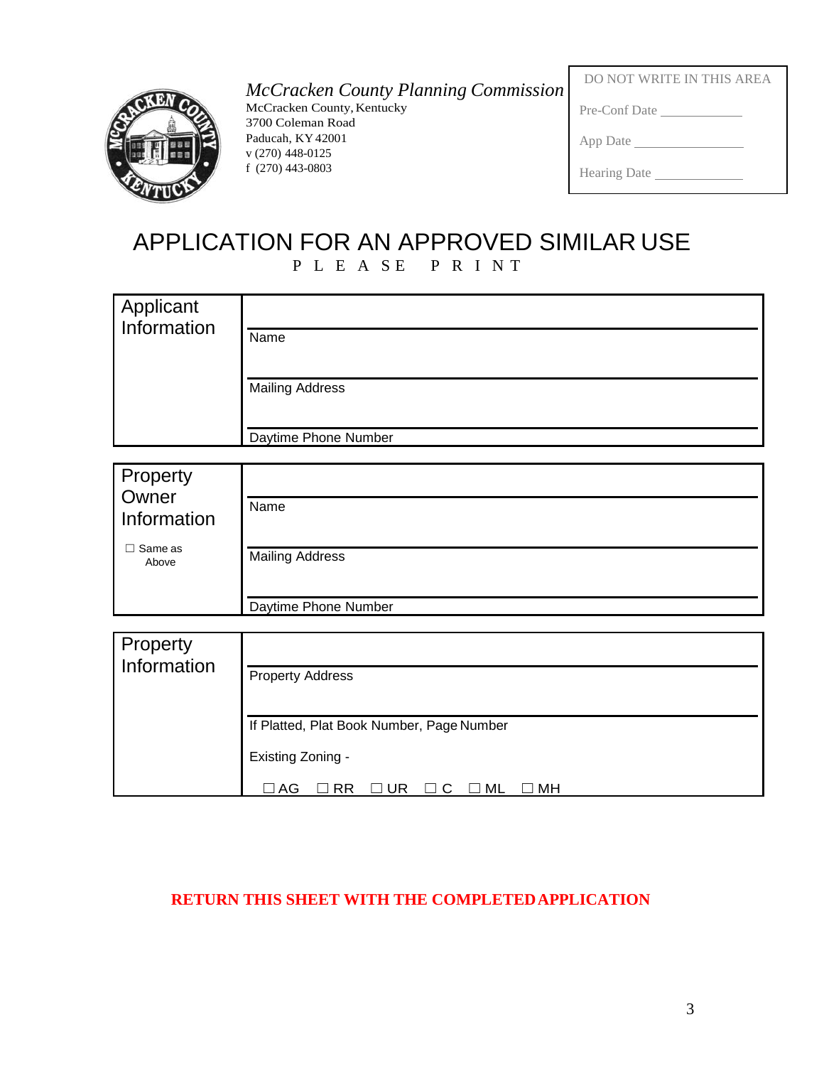*McCracken County Planning Commission*
McCracken County, Kentucky
3700 Coleman Road
Paducah, KY 42001
v (270) 448-0125
f (270) 443-0803

| DO NOT WRITE IN THIS AREA |
| --- |
| Pre-Conf Date ____________ |
| App Date ________________ |
| Hearing Date _____________ |

# APPLICATION FOR AN APPROVED SIMILAR USE

PLEASE PRINT

| Applicant Information | |
| --- | --- |
| | Name |
| | Mailing Address |
| | Daytime Phone Number |

| Property Owner Information | |
| --- | --- |
| ☐ Same as Above | Name |
| | Mailing Address |
| | Daytime Phone Number |

| Property Information | |
| --- | --- |
| | Property Address |
| | If Platted, Plat Book Number, Page Number |
| | Existing Zoning - |
| | ☐ AG ☐ RR ☐ UR ☐ C ☐ ML ☐ MH |

**RETURN THIS SHEET WITH THE COMPLETED APPLICATION**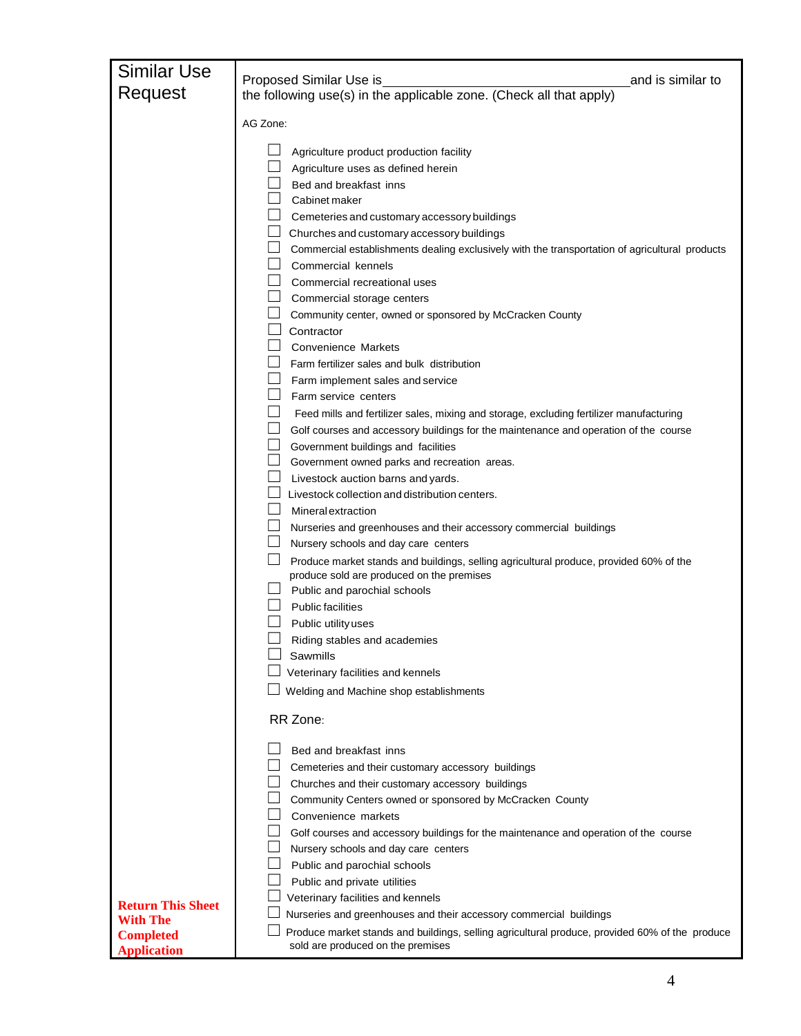## Similar Use Request

Proposed Similar Use is\_\_\_\_\_\_\_\_\_\_\_\_\_\_\_\_\_\_\_\_\_\_\_\_\_\_\_\_\_\_\_\_\_\_\_and is similar to the following use(s) in the applicable zone. (Check all that apply)

AG Zone:

- ☐ Agriculture product production facility
- ☐ Agriculture uses as defined herein
- ☐ Bed and breakfast inns
- ☐ Cabinet maker
- ☐ Cemeteries and customary accessory buildings
- ☐ Churches and customary accessory buildings
- ☐ Commercial establishments dealing exclusively with the transportation of agricultural products
- ☐ Commercial kennels
- ☐ Commercial recreational uses
- ☐ Commercial storage centers
- ☐ Community center, owned or sponsored by McCracken County
- ☐ Contractor
- ☐ Convenience Markets
- ☐ Farm fertilizer sales and bulk distribution
- ☐ Farm implement sales and service
- ☐ Farm service centers
- ☐ Feed mills and fertilizer sales, mixing and storage, excluding fertilizer manufacturing
- ☐ Golf courses and accessory buildings for the maintenance and operation of the course
- ☐ Government buildings and facilities
- ☐ Government owned parks and recreation areas.
- ☐ Livestock auction barns and yards.
- ☐ Livestock collection and distribution centers.
- ☐ Mineral extraction
- ☐ Nurseries and greenhouses and their accessory commercial buildings
- ☐ Nursery schools and day care centers
- ☐ Produce market stands and buildings, selling agricultural produce, provided 60% of the produce sold are produced on the premises
- ☐ Public and parochial schools
- ☐ Public facilities
- ☐ Public utility uses
- ☐ Riding stables and academies
- ☐ Sawmills
- ☐ Veterinary facilities and kennels
- ☐ Welding and Machine shop establishments

RR Zone:

- ☐ Bed and breakfast inns
- ☐ Cemeteries and their customary accessory buildings
- ☐ Churches and their customary accessory buildings
- ☐ Community Centers owned or sponsored by McCracken County
- ☐ Convenience markets
- ☐ Golf courses and accessory buildings for the maintenance and operation of the course
- ☐ Nursery schools and day care centers
- ☐ Public and parochial schools
- ☐ Public and private utilities
- ☐ Veterinary facilities and kennels
- ☐ Nurseries and greenhouses and their accessory commercial buildings
- ☐ Produce market stands and buildings, selling agricultural produce, provided 60% of the produce sold are produced on the premises

**Return This Sheet With The Completed Application**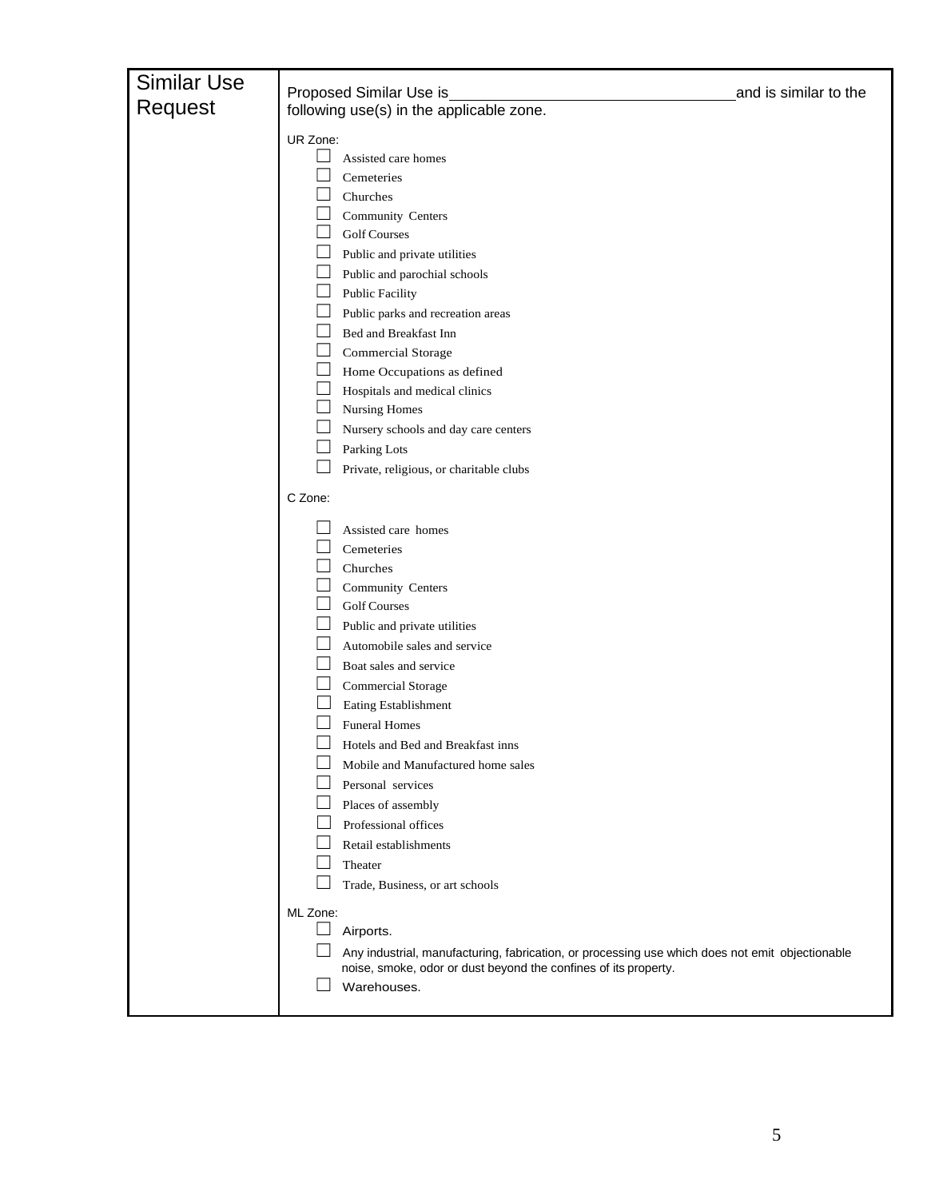| Similar Use Request | Proposed Similar Use is\_\_\_\_\_\_\_\_\_\_\_\_\_\_\_\_\_\_\_\_\_\_\_\_\_\_\_\_\_\_\_\_\_\_ and is similar to the following use(s) in the applicable zone. |
|---|---|

UR Zone:

- ☐ Assisted care homes
- ☐ Cemeteries
- ☐ Churches
- ☐ Community Centers
- ☐ Golf Courses
- ☐ Public and private utilities
- ☐ Public and parochial schools
- ☐ Public Facility
- ☐ Public parks and recreation areas
- ☐ Bed and Breakfast Inn
- ☐ Commercial Storage
- ☐ Home Occupations as defined
- ☐ Hospitals and medical clinics
- ☐ Nursing Homes
- ☐ Nursery schools and day care centers
- ☐ Parking Lots
- ☐ Private, religious, or charitable clubs

C Zone:

- ☐ Assisted care homes
- ☐ Cemeteries
- ☐ Churches
- ☐ Community Centers
- ☐ Golf Courses
- ☐ Public and private utilities
- ☐ Automobile sales and service
- ☐ Boat sales and service
- ☐ Commercial Storage
- ☐ Eating Establishment
- ☐ Funeral Homes
- ☐ Hotels and Bed and Breakfast inns
- ☐ Mobile and Manufactured home sales
- ☐ Personal services
- ☐ Places of assembly
- ☐ Professional offices
- ☐ Retail establishments
- ☐ Theater
- ☐ Trade, Business, or art schools

ML Zone:

- ☐ Airports.
- ☐ Any industrial, manufacturing, fabrication, or processing use which does not emit objectionable noise, smoke, odor or dust beyond the confines of its property.
- ☐ Warehouses.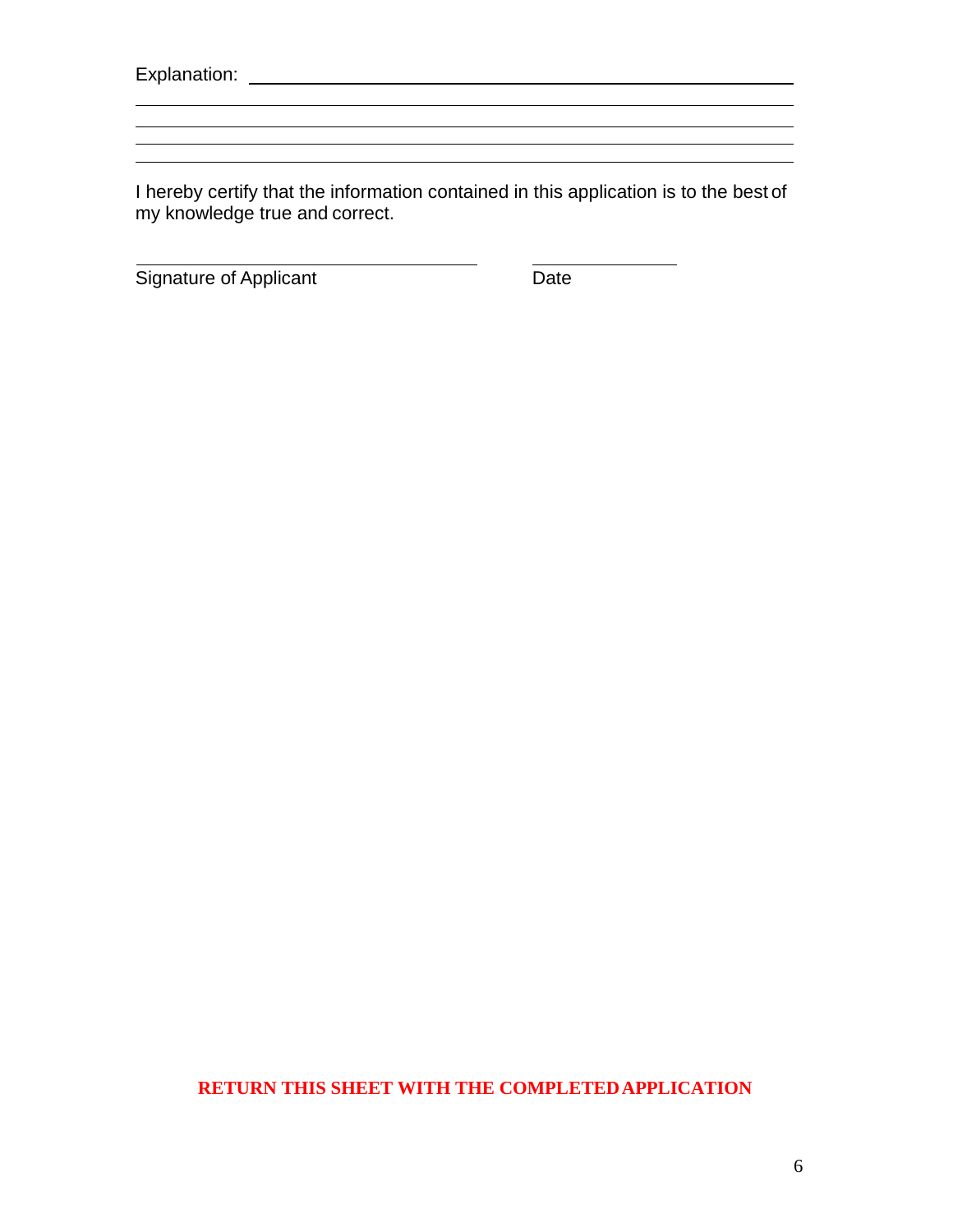Explanation: \_\_\_\_\_\_\_\_\_\_\_\_\_\_\_\_\_\_\_\_\_\_\_\_\_\_\_\_\_\_\_\_\_\_\_\_\_\_\_\_\_\_\_\_\_\_\_\_\_\_\_\_\_\_\_\_

\_\_\_\_\_\_\_\_\_\_\_\_\_\_\_\_\_\_\_\_\_\_\_\_\_\_\_\_\_\_\_\_\_\_\_\_\_\_\_\_\_\_\_\_\_\_\_\_\_\_\_\_\_\_\_\_\_\_\_\_\_\_\_\_\_\_

\_\_\_\_\_\_\_\_\_\_\_\_\_\_\_\_\_\_\_\_\_\_\_\_\_\_\_\_\_\_\_\_\_\_\_\_\_\_\_\_\_\_\_\_\_\_\_\_\_\_\_\_\_\_\_\_\_\_\_\_\_\_\_\_\_\_

\_\_\_\_\_\_\_\_\_\_\_\_\_\_\_\_\_\_\_\_\_\_\_\_\_\_\_\_\_\_\_\_\_\_\_\_\_\_\_\_\_\_\_\_\_\_\_\_\_\_\_\_\_\_\_\_\_\_\_\_\_\_\_\_\_\_

\_\_\_\_\_\_\_\_\_\_\_\_\_\_\_\_\_\_\_\_\_\_\_\_\_\_\_\_\_\_\_\_\_\_\_\_\_\_\_\_\_\_\_\_\_\_\_\_\_\_\_\_\_\_\_\_\_\_\_\_\_\_\_\_\_\_

I hereby certify that the information contained in this application is to the best of my knowledge true and correct.

\_\_\_\_\_\_\_\_\_\_\_\_\_\_\_\_\_\_\_\_\_\_\_\_\_\_\_\_\_\_\_\_\_\_\_\_ \_\_\_\_\_\_\_\_\_\_\_\_\_\_\_\_

Signature of Applicant Date

**RETURN THIS SHEET WITH THE COMPLETED APPLICATION**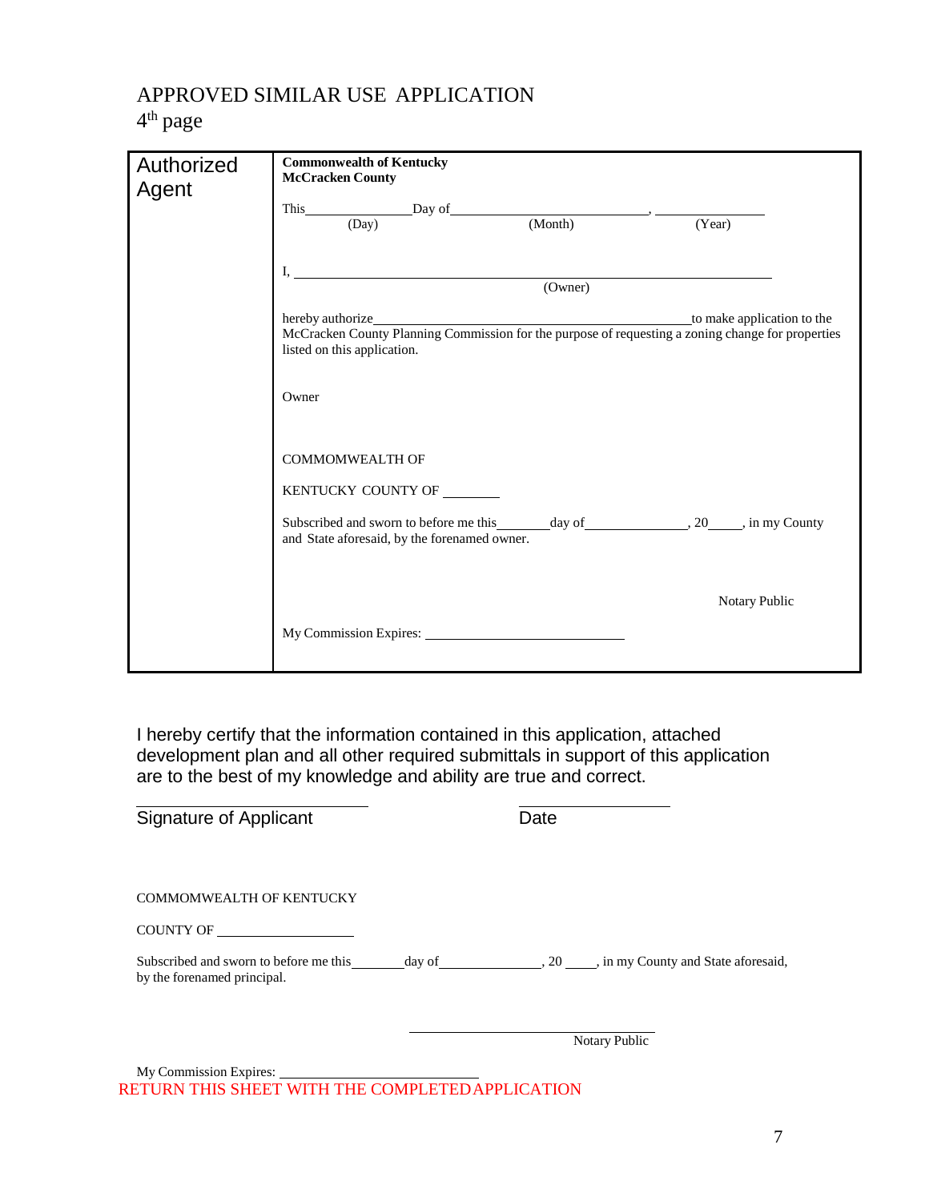# APPROVED SIMILAR USE APPLICATION

4th page

| Authorized Agent | **Commonwealth of Kentucky**<br>**McCracken County**<br><br>This\_\_\_\_\_\_\_\_\_\_\_\_\_\_Day of\_\_\_\_\_\_\_\_\_\_\_\_\_\_\_\_\_\_\_\_\_\_\_\_\_\_, \_\_\_\_\_\_\_\_\_\_\_\_\_\_<br>(Day) (Month) (Year)<br><br>I, \_\_\_\_\_\_\_\_\_\_\_\_\_\_\_\_\_\_\_\_\_\_\_\_\_\_\_\_\_\_\_\_\_\_\_\_\_\_\_\_\_\_\_\_\_\_\_\_\_\_\_\_\_\_\_\_\_\_\_\_<br>(Owner)<br><br>hereby authorize\_\_\_\_\_\_\_\_\_\_\_\_\_\_\_\_\_\_\_\_\_\_\_\_\_\_\_\_\_\_\_\_\_\_\_\_\_\_\_\_\_\_to make application to the McCracken County Planning Commission for the purpose of requesting a zoning change for properties listed on this application.<br><br>Owner<br><br>COMMOMWEALTH OF<br><br>KENTUCKY COUNTY OF \_\_\_\_\_\_\_\_<br><br>Subscribed and sworn to before me this\_\_\_\_\_\_\_day of\_\_\_\_\_\_\_\_\_\_\_\_\_\_\_, 20\_\_\_\_, in my County and State aforesaid, by the forenamed owner.<br><br>Notary Public<br><br>My Commission Expires: \_\_\_\_\_\_\_\_\_\_\_\_\_\_\_\_\_\_\_\_\_\_\_\_\_\_\_\_ |
|---|---|

I hereby certify that the information contained in this application, attached development plan and all other required submittals in support of this application are to the best of my knowledge and ability are true and correct.

\_\_\_\_\_\_\_\_\_\_\_\_\_\_\_\_\_\_\_\_\_\_\_\_\_\_\_\_ \_\_\_\_\_\_\_\_\_\_\_\_\_\_\_\_\_\_

Signature of Applicant Date

COMMOMWEALTH OF KENTUCKY

COUNTY OF \_\_\_\_\_\_\_\_\_\_\_\_\_\_\_\_\_\_\_\_

Subscribed and sworn to before me this\_\_\_\_\_\_\_day of\_\_\_\_\_\_\_\_\_\_\_\_\_\_\_, 20 \_\_\_\_, in my County and State aforesaid, by the forenamed principal.

\_\_\_\_\_\_\_\_\_\_\_\_\_\_\_\_\_\_\_\_\_\_\_\_\_\_\_\_\_\_
Notary Public

My Commission Expires: \_\_\_\_\_\_\_\_\_\_\_\_\_\_\_\_\_\_\_\_\_\_\_\_\_\_\_\_

RETURN THIS SHEET WITH THE COMPLETED APPLICATION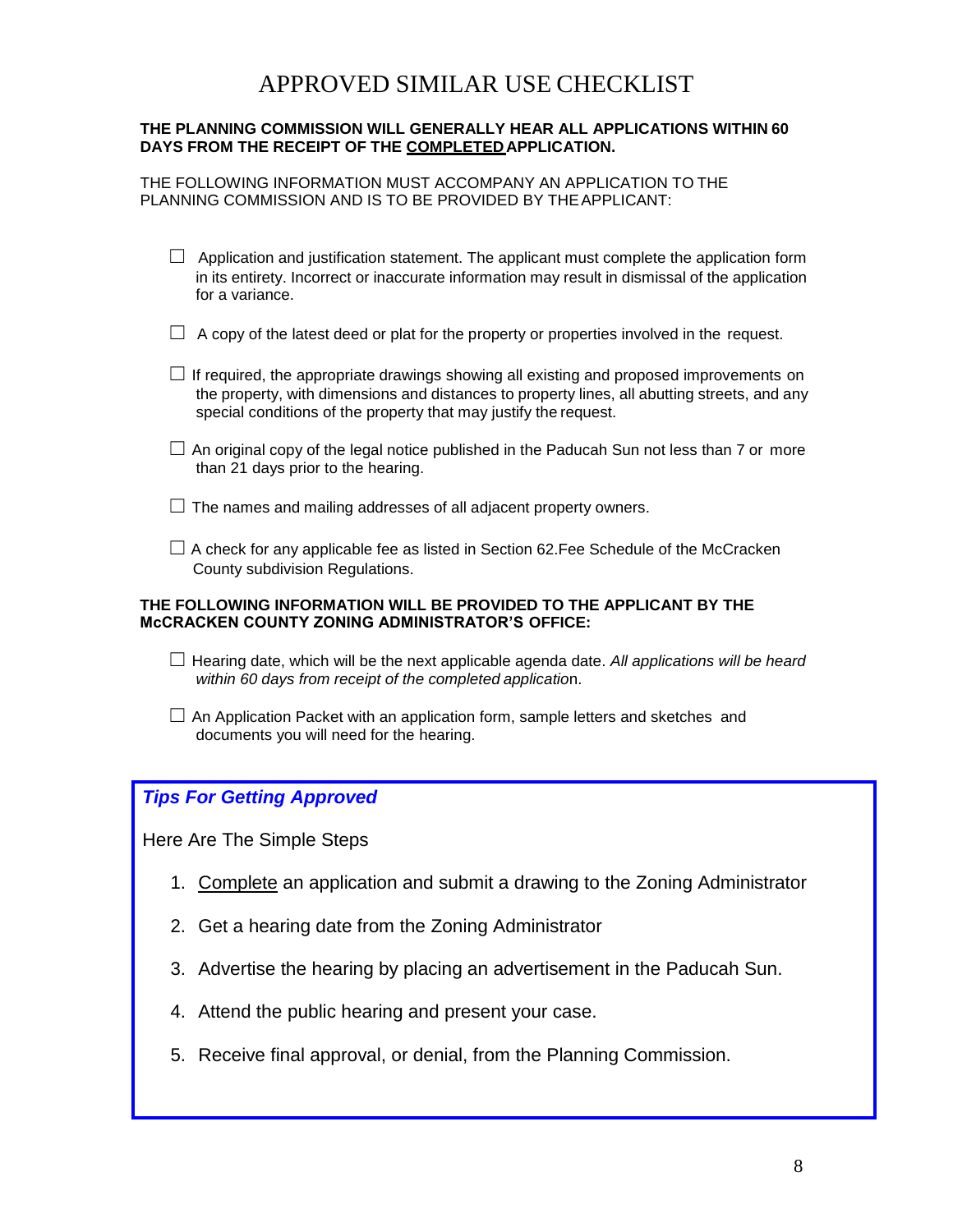# APPROVED SIMILAR USE CHECKLIST

**THE PLANNING COMMISSION WILL GENERALLY HEAR ALL APPLICATIONS WITHIN 60 DAYS FROM THE RECEIPT OF THE COMPLETED APPLICATION.**

THE FOLLOWING INFORMATION MUST ACCOMPANY AN APPLICATION TO THE PLANNING COMMISSION AND IS TO BE PROVIDED BY THE APPLICANT:

- ☐ Application and justification statement. The applicant must complete the application form in its entirety. Incorrect or inaccurate information may result in dismissal of the application for a variance.
- ☐ A copy of the latest deed or plat for the property or properties involved in the request.
- ☐ If required, the appropriate drawings showing all existing and proposed improvements on the property, with dimensions and distances to property lines, all abutting streets, and any special conditions of the property that may justify the request.
- ☐ An original copy of the legal notice published in the Paducah Sun not less than 7 or more than 21 days prior to the hearing.
- ☐ The names and mailing addresses of all adjacent property owners.
- ☐ A check for any applicable fee as listed in Section 62.Fee Schedule of the McCracken County subdivision Regulations.

**THE FOLLOWING INFORMATION WILL BE PROVIDED TO THE APPLICANT BY THE McCRACKEN COUNTY ZONING ADMINISTRATOR'S OFFICE:**

- ☐ Hearing date, which will be the next applicable agenda date. *All applications will be heard within 60 days from receipt of the completed application.*
- ☐ An Application Packet with an application form, sample letters and sketches and documents you will need for the hearing.

***Tips For Getting Approved***

Here Are The Simple Steps

1. Complete an application and submit a drawing to the Zoning Administrator
2. Get a hearing date from the Zoning Administrator
3. Advertise the hearing by placing an advertisement in the Paducah Sun.
4. Attend the public hearing and present your case.
5. Receive final approval, or denial, from the Planning Commission.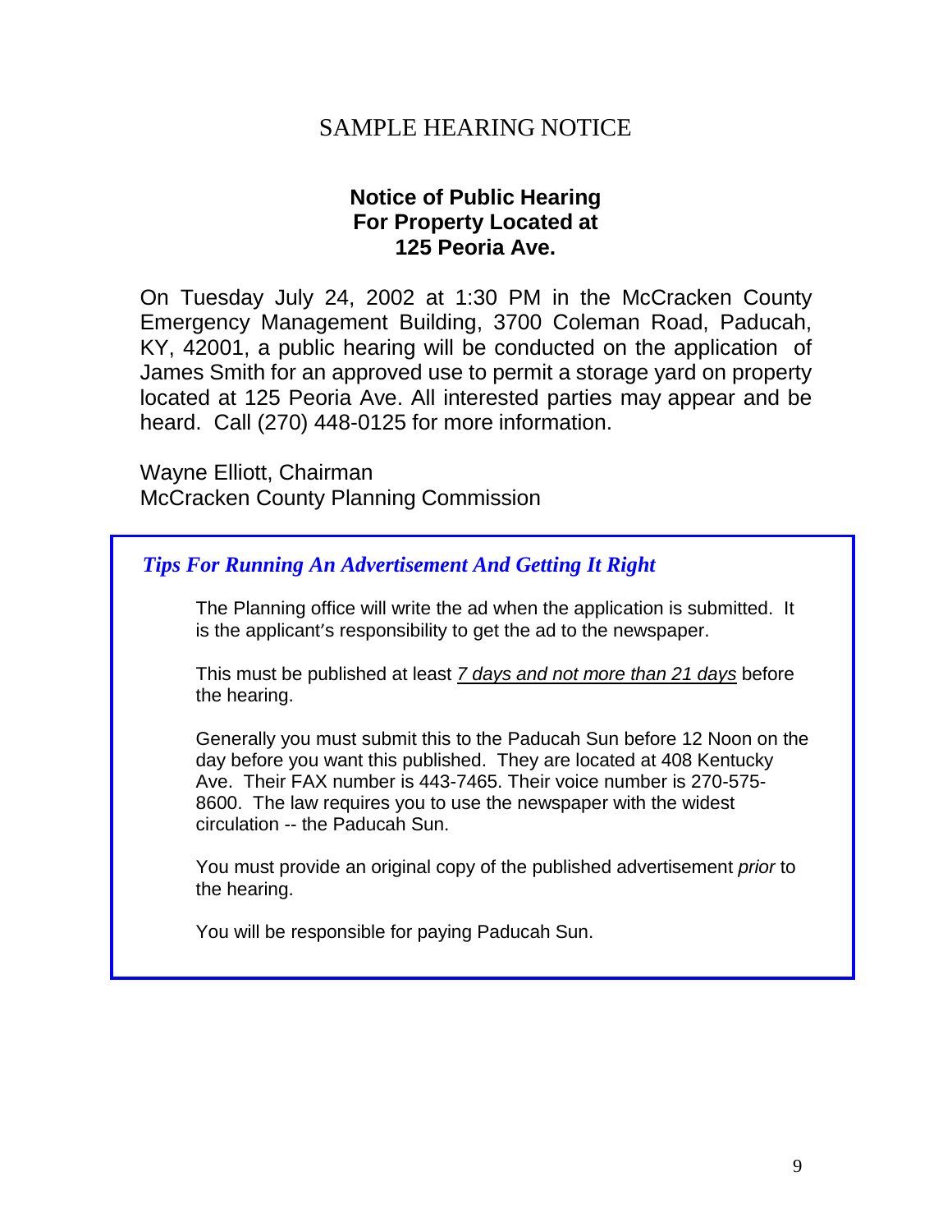# SAMPLE HEARING NOTICE

## Notice of Public Hearing
## For Property Located at
## 125 Peoria Ave.

On Tuesday July 24, 2002 at 1:30 PM in the McCracken County Emergency Management Building, 3700 Coleman Road, Paducah, KY, 42001, a public hearing will be conducted on the application of James Smith for an approved use to permit a storage yard on property located at 125 Peoria Ave. All interested parties may appear and be heard. Call (270) 448-0125 for more information.

Wayne Elliott, Chairman
McCracken County Planning Commission

***Tips For Running An Advertisement And Getting It Right***

The Planning office will write the ad when the application is submitted. It is the applicant's responsibility to get the ad to the newspaper.

This must be published at least *7 days and not more than 21 days* before the hearing.

Generally you must submit this to the Paducah Sun before 12 Noon on the day before you want this published. They are located at 408 Kentucky Ave. Their FAX number is 443-7465. Their voice number is 270-575-8600. The law requires you to use the newspaper with the widest circulation -- the Paducah Sun.

You must provide an original copy of the published advertisement *prior* to the hearing.

You will be responsible for paying Paducah Sun.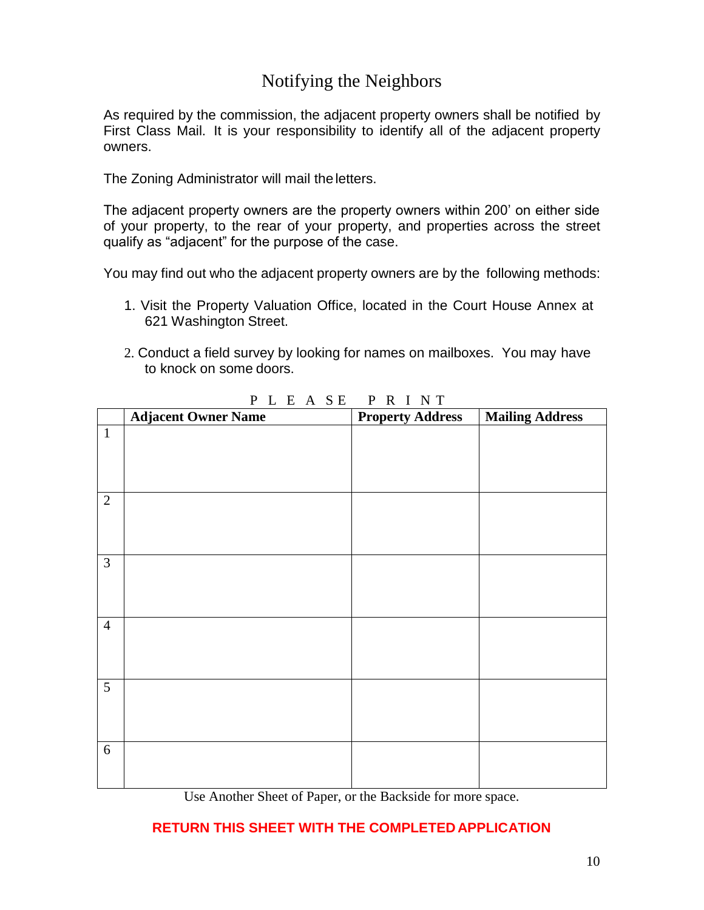# Notifying the Neighbors

As required by the commission, the adjacent property owners shall be notified by First Class Mail. It is your responsibility to identify all of the adjacent property owners.

The Zoning Administrator will mail the letters.

The adjacent property owners are the property owners within 200' on either side of your property, to the rear of your property, and properties across the street qualify as "adjacent" for the purpose of the case.

You may find out who the adjacent property owners are by the following methods:

1. Visit the Property Valuation Office, located in the Court House Annex at 621 Washington Street.
2. Conduct a field survey by looking for names on mailboxes. You may have to knock on some doors.

P L E A S E   P R I N T

| | Adjacent Owner Name | Property Address | Mailing Address |
|---|---|---|---|
| 1 | | | |
| 2 | | | |
| 3 | | | |
| 4 | | | |
| 5 | | | |
| 6 | | | |

Use Another Sheet of Paper, or the Backside for more space.

**RETURN THIS SHEET WITH THE COMPLETED APPLICATION**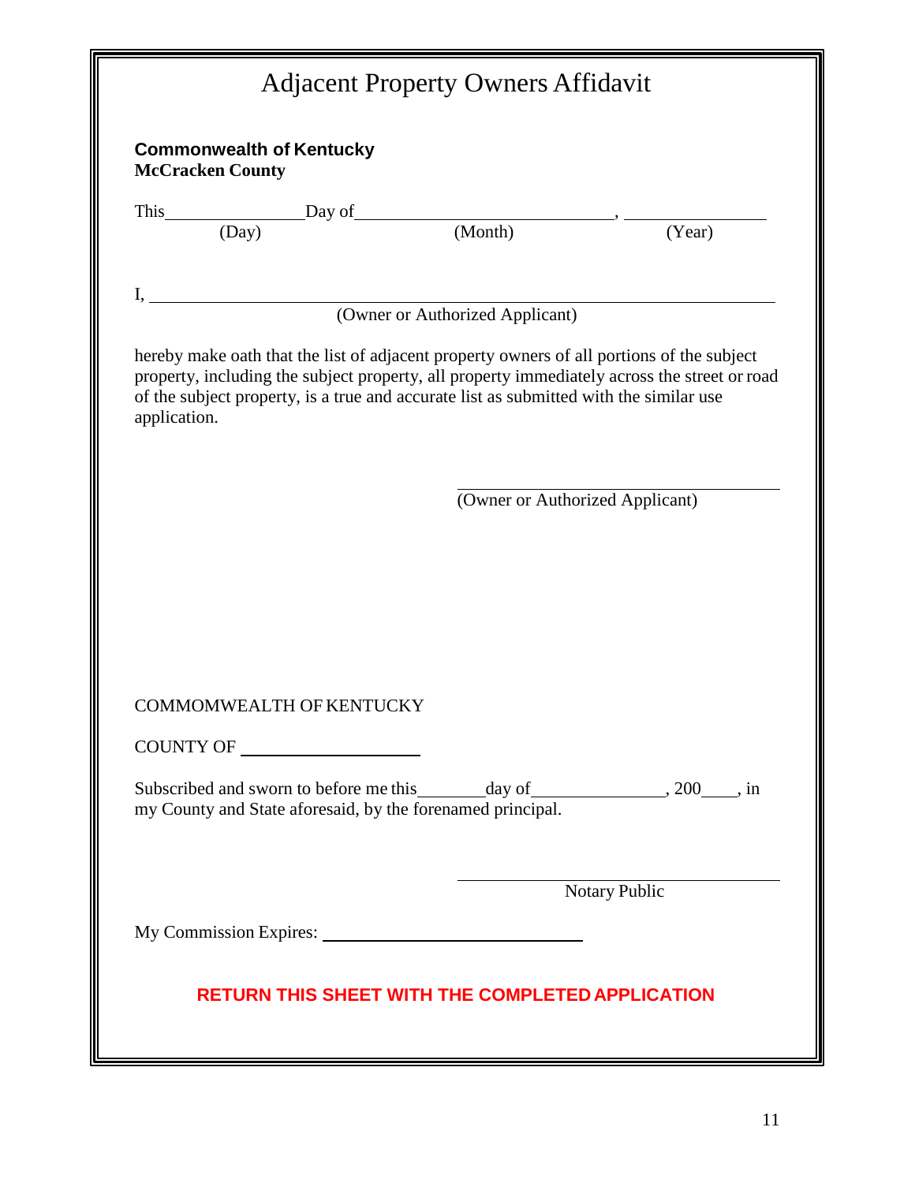# Adjacent Property Owners Affidavit

**Commonwealth of Kentucky**
**McCracken County**

This\_\_\_\_\_\_\_\_\_\_\_\_\_\_\_Day of\_\_\_\_\_\_\_\_\_\_\_\_\_\_\_\_\_\_\_\_\_\_\_\_\_\_\_\_\_\_, \_\_\_\_\_\_\_\_\_\_\_\_\_\_\_
(Day) (Month) (Year)

I, \_\_\_\_\_\_\_\_\_\_\_\_\_\_\_\_\_\_\_\_\_\_\_\_\_\_\_\_\_\_\_\_\_\_\_\_\_\_\_\_\_\_\_\_\_\_\_\_\_\_\_\_\_\_\_\_\_\_\_\_\_\_\_\_
(Owner or Authorized Applicant)

hereby make oath that the list of adjacent property owners of all portions of the subject property, including the subject property, all property immediately across the street or road of the subject property, is a true and accurate list as submitted with the similar use application.

\_\_\_\_\_\_\_\_\_\_\_\_\_\_\_\_\_\_\_\_\_\_\_\_\_\_\_\_\_\_\_\_\_\_\_\_
(Owner or Authorized Applicant)

COMMOMWEALTH OF KENTUCKY

COUNTY OF \_\_\_\_\_\_\_\_\_\_\_\_\_\_\_\_\_\_\_\_

Subscribed and sworn to before me this\_\_\_\_\_\_\_\_day of\_\_\_\_\_\_\_\_\_\_\_\_\_\_\_\_, 200\_\_\_\_, in my County and State aforesaid, by the forenamed principal.

\_\_\_\_\_\_\_\_\_\_\_\_\_\_\_\_\_\_\_\_\_\_\_\_\_\_\_\_\_\_\_\_\_\_\_\_
Notary Public

My Commission Expires: \_\_\_\_\_\_\_\_\_\_\_\_\_\_\_\_\_\_\_\_\_\_\_\_\_\_\_\_

**RETURN THIS SHEET WITH THE COMPLETED APPLICATION**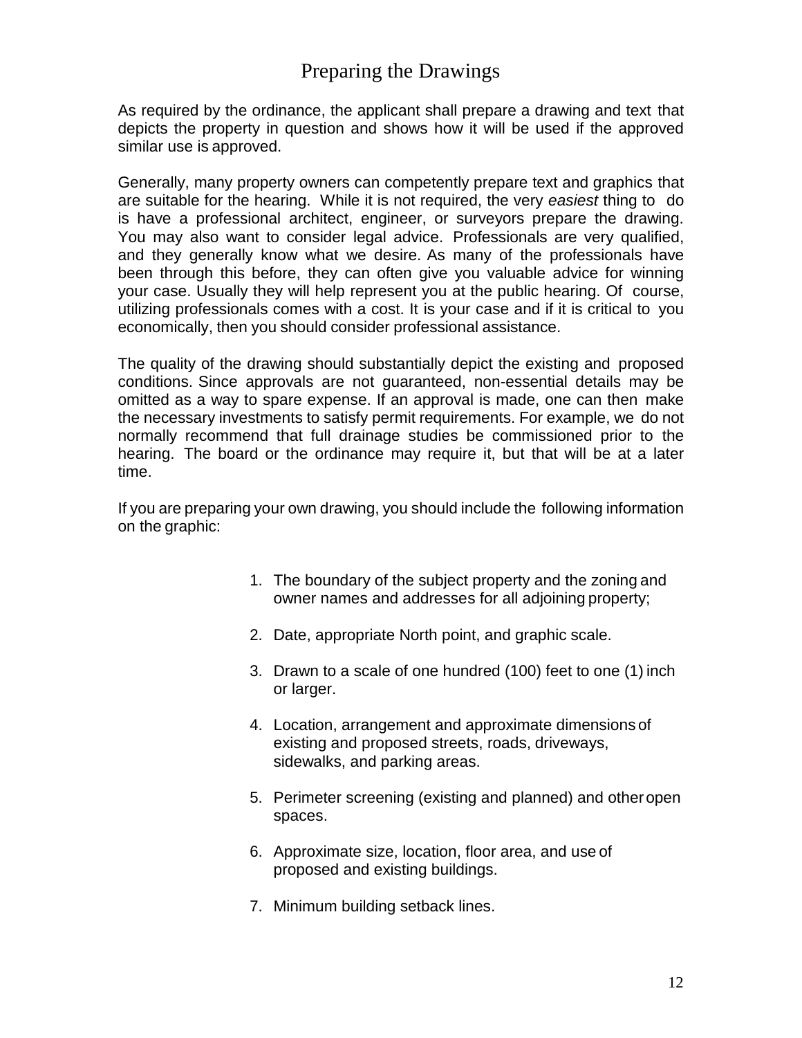# Preparing the Drawings

As required by the ordinance, the applicant shall prepare a drawing and text that depicts the property in question and shows how it will be used if the approved similar use is approved.

Generally, many property owners can competently prepare text and graphics that are suitable for the hearing. While it is not required, the very *easiest* thing to do is have a professional architect, engineer, or surveyors prepare the drawing. You may also want to consider legal advice. Professionals are very qualified, and they generally know what we desire. As many of the professionals have been through this before, they can often give you valuable advice for winning your case. Usually they will help represent you at the public hearing. Of course, utilizing professionals comes with a cost. It is your case and if it is critical to you economically, then you should consider professional assistance.

The quality of the drawing should substantially depict the existing and proposed conditions. Since approvals are not guaranteed, non-essential details may be omitted as a way to spare expense. If an approval is made, one can then make the necessary investments to satisfy permit requirements. For example, we do not normally recommend that full drainage studies be commissioned prior to the hearing. The board or the ordinance may require it, but that will be at a later time.

If you are preparing your own drawing, you should include the following information on the graphic:

1. The boundary of the subject property and the zoning and owner names and addresses for all adjoining property;
2. Date, appropriate North point, and graphic scale.
3. Drawn to a scale of one hundred (100) feet to one (1) inch or larger.
4. Location, arrangement and approximate dimensions of existing and proposed streets, roads, driveways, sidewalks, and parking areas.
5. Perimeter screening (existing and planned) and other open spaces.
6. Approximate size, location, floor area, and use of proposed and existing buildings.
7. Minimum building setback lines.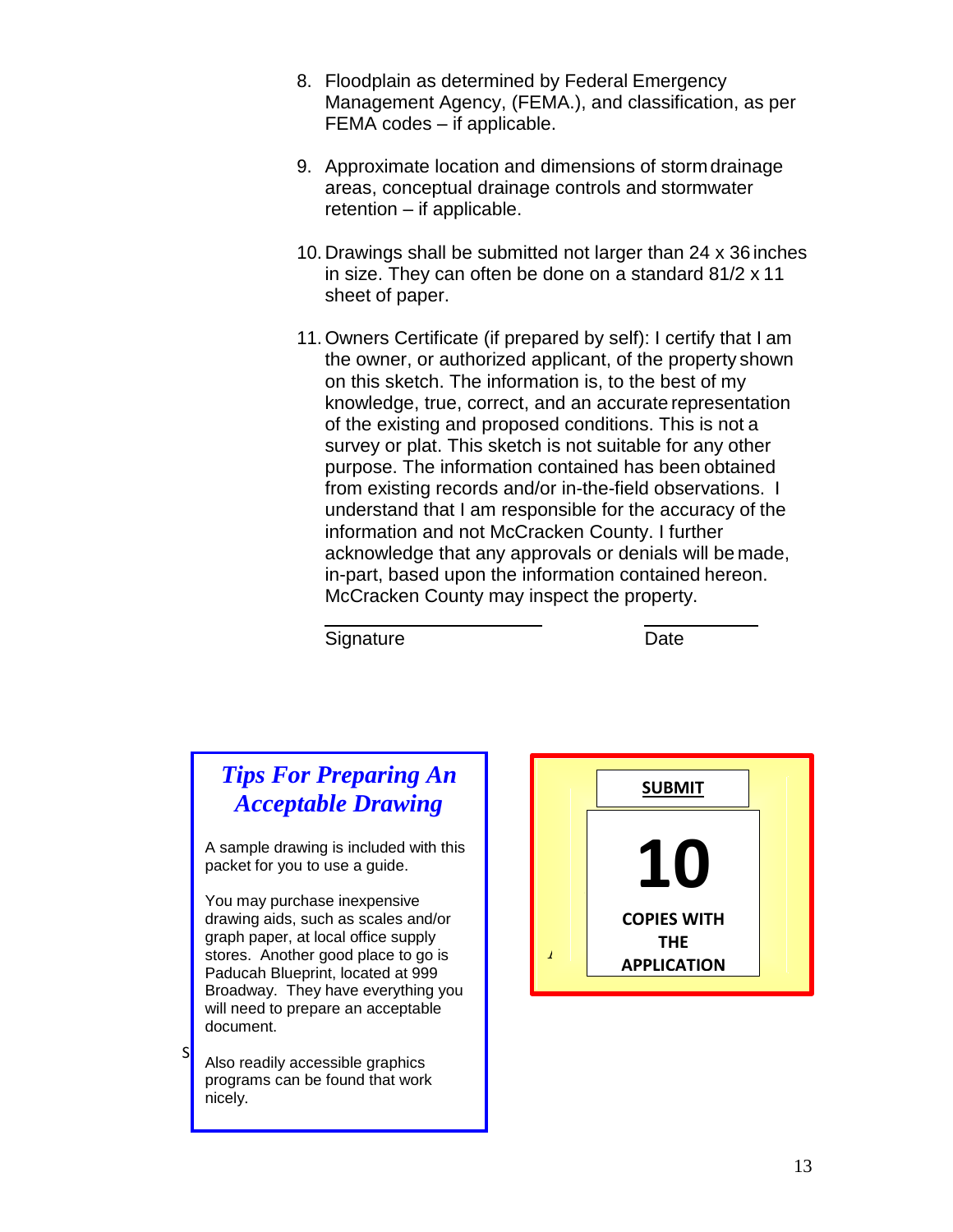8. Floodplain as determined by Federal Emergency Management Agency, (FEMA.), and classification, as per FEMA codes – if applicable.

9. Approximate location and dimensions of storm drainage areas, conceptual drainage controls and stormwater retention – if applicable.

10. Drawings shall be submitted not larger than 24 x 36 inches in size. They can often be done on a standard 81/2 x 11 sheet of paper.

11. Owners Certificate (if prepared by self): I certify that I am the owner, or authorized applicant, of the property shown on this sketch. The information is, to the best of my knowledge, true, correct, and an accurate representation of the existing and proposed conditions. This is not a survey or plat. This sketch is not suitable for any other purpose. The information contained has been obtained from existing records and/or in-the-field observations. I understand that I am responsible for the accuracy of the information and not McCracken County. I further acknowledge that any approvals or denials will be made, in-part, based upon the information contained hereon. McCracken County may inspect the property.

\_\_\_\_\_\_\_\_\_\_\_\_\_\_\_\_\_\_\_\_\_\_\_\_ \_\_\_\_\_\_\_\_\_\_\_\_

Signature Date

## *Tips For Preparing An Acceptable Drawing*

A sample drawing is included with this packet for you to use a guide.

You may purchase inexpensive drawing aids, such as scales and/or graph paper, at local office supply stores. Another good place to go is Paducah Blueprint, located at 999 Broadway. They have everything you will need to prepare an acceptable document.

Also readily accessible graphics programs can be found that work nicely.

**SUBMIT**

**10**

**COPIES WITH THE APPLICATION**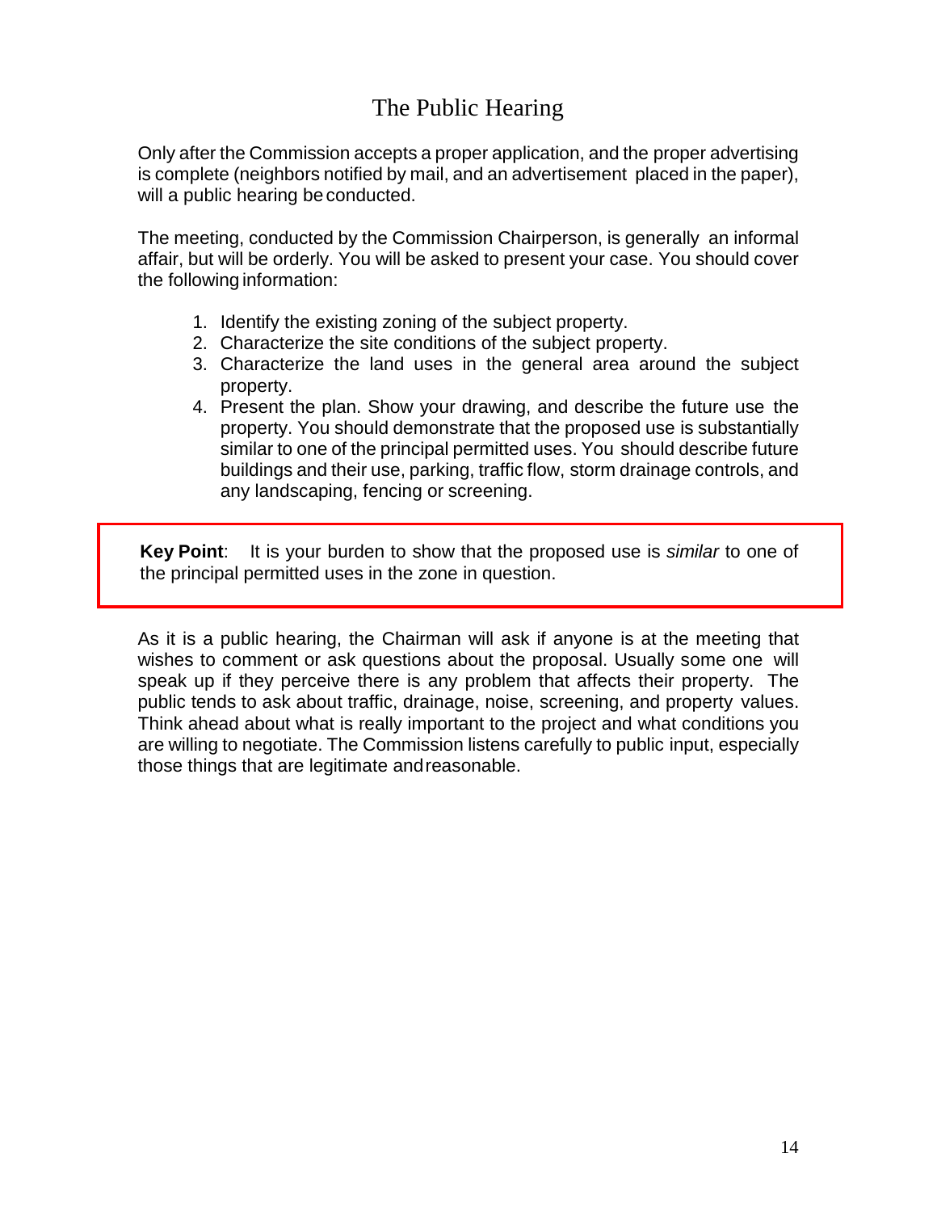# The Public Hearing

Only after the Commission accepts a proper application, and the proper advertising is complete (neighbors notified by mail, and an advertisement placed in the paper), will a public hearing be conducted.

The meeting, conducted by the Commission Chairperson, is generally an informal affair, but will be orderly. You will be asked to present your case. You should cover the following information:

1. Identify the existing zoning of the subject property.
2. Characterize the site conditions of the subject property.
3. Characterize the land uses in the general area around the subject property.
4. Present the plan. Show your drawing, and describe the future use the property. You should demonstrate that the proposed use is substantially similar to one of the principal permitted uses. You should describe future buildings and their use, parking, traffic flow, storm drainage controls, and any landscaping, fencing or screening.

> **Key Point**: It is your burden to show that the proposed use is *similar* to one of the principal permitted uses in the zone in question.

As it is a public hearing, the Chairman will ask if anyone is at the meeting that wishes to comment or ask questions about the proposal. Usually some one will speak up if they perceive there is any problem that affects their property. The public tends to ask about traffic, drainage, noise, screening, and property values. Think ahead about what is really important to the project and what conditions you are willing to negotiate. The Commission listens carefully to public input, especially those things that are legitimate and reasonable.